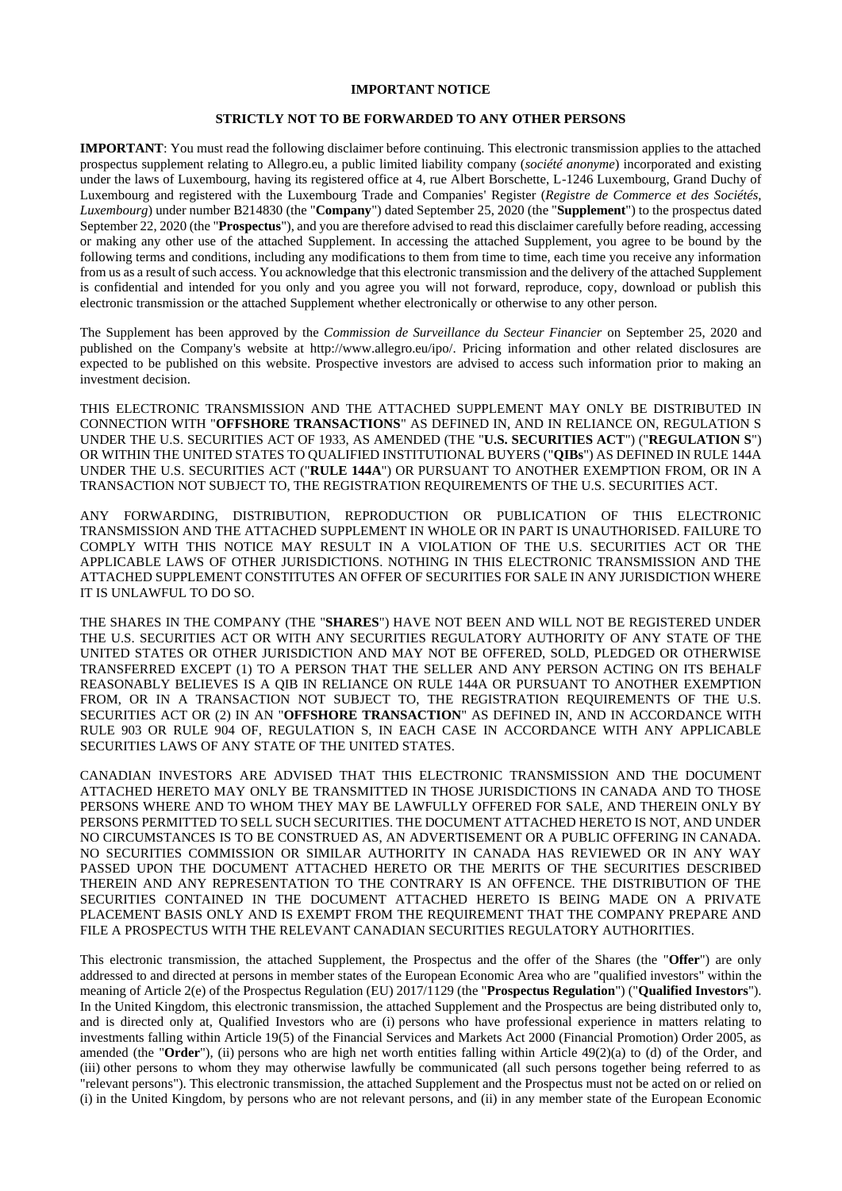**IMPORTANT NOTICE**

**STRICTLY NOT TO BE FORWARDED TO ANY OTHER PERSONS**

**IMPORTANT**: You must read the following disclaimer before continuing. This electronic transmission applies to the attached prospectus supplement relating to Allegro.eu, a public limited liability company (*société anonyme*) incorporated and existing under the laws of Luxembourg, having its registered office at 4, rue Albert Borschette, L-1246 Luxembourg, Grand Duchy of Luxembourg and registered with the Luxembourg Trade and Companies' Register (*Registre de Commerce et des Sociétés, Luxembourg*) under number B214830 (the "**Company**") dated September 25, 2020 (the "**Supplement**") to the prospectus dated September 22, 2020 (the "**Prospectus**"), and you are therefore advised to read this disclaimer carefully before reading, accessing or making any other use of the attached Supplement. In accessing the attached Supplement, you agree to be bound by the following terms and conditions, including any modifications to them from time to time, each time you receive any information from us as a result of such access. You acknowledge that this electronic transmission and the delivery of the attached Supplement is confidential and intended for you only and you agree you will not forward, reproduce, copy, download or publish this electronic transmission or the attached Supplement whether electronically or otherwise to any other person.

The Supplement has been approved by the *Commission de Surveillance du Secteur Financier* on September 25, 2020 and published on the Company's website at http://www.allegro.eu/ipo/. Pricing information and other related disclosures are expected to be published on this website. Prospective investors are advised to access such information prior to making an investment decision.

THIS ELECTRONIC TRANSMISSION AND THE ATTACHED SUPPLEMENT MAY ONLY BE DISTRIBUTED IN CONNECTION WITH "**OFFSHORE TRANSACTIONS**" AS DEFINED IN, AND IN RELIANCE ON, REGULATION S UNDER THE U.S. SECURITIES ACT OF 1933, AS AMENDED (THE "**U.S. SECURITIES ACT**") ("**REGULATION S**") OR WITHIN THE UNITED STATES TO QUALIFIED INSTITUTIONAL BUYERS ("**QIBs**") AS DEFINED IN RULE 144A UNDER THE U.S. SECURITIES ACT ("**RULE 144A**") OR PURSUANT TO ANOTHER EXEMPTION FROM, OR IN A TRANSACTION NOT SUBJECT TO, THE REGISTRATION REQUIREMENTS OF THE U.S. SECURITIES ACT.

ANY FORWARDING, DISTRIBUTION, REPRODUCTION OR PUBLICATION OF THIS ELECTRONIC TRANSMISSION AND THE ATTACHED SUPPLEMENT IN WHOLE OR IN PART IS UNAUTHORISED. FAILURE TO COMPLY WITH THIS NOTICE MAY RESULT IN A VIOLATION OF THE U.S. SECURITIES ACT OR THE APPLICABLE LAWS OF OTHER JURISDICTIONS. NOTHING IN THIS ELECTRONIC TRANSMISSION AND THE ATTACHED SUPPLEMENT CONSTITUTES AN OFFER OF SECURITIES FOR SALE IN ANY JURISDICTION WHERE IT IS UNLAWFUL TO DO SO.

THE SHARES IN THE COMPANY (THE "**SHARES**") HAVE NOT BEEN AND WILL NOT BE REGISTERED UNDER THE U.S. SECURITIES ACT OR WITH ANY SECURITIES REGULATORY AUTHORITY OF ANY STATE OF THE UNITED STATES OR OTHER JURISDICTION AND MAY NOT BE OFFERED, SOLD, PLEDGED OR OTHERWISE TRANSFERRED EXCEPT (1) TO A PERSON THAT THE SELLER AND ANY PERSON ACTING ON ITS BEHALF REASONABLY BELIEVES IS A QIB IN RELIANCE ON RULE 144A OR PURSUANT TO ANOTHER EXEMPTION FROM, OR IN A TRANSACTION NOT SUBJECT TO, THE REGISTRATION REQUIREMENTS OF THE U.S. SECURITIES ACT OR (2) IN AN "**OFFSHORE TRANSACTION**" AS DEFINED IN, AND IN ACCORDANCE WITH RULE 903 OR RULE 904 OF, REGULATION S, IN EACH CASE IN ACCORDANCE WITH ANY APPLICABLE SECURITIES LAWS OF ANY STATE OF THE UNITED STATES.

CANADIAN INVESTORS ARE ADVISED THAT THIS ELECTRONIC TRANSMISSION AND THE DOCUMENT ATTACHED HERETO MAY ONLY BE TRANSMITTED IN THOSE JURISDICTIONS IN CANADA AND TO THOSE PERSONS WHERE AND TO WHOM THEY MAY BE LAWFULLY OFFERED FOR SALE, AND THEREIN ONLY BY PERSONS PERMITTED TO SELL SUCH SECURITIES. THE DOCUMENT ATTACHED HERETO IS NOT, AND UNDER NO CIRCUMSTANCES IS TO BE CONSTRUED AS, AN ADVERTISEMENT OR A PUBLIC OFFERING IN CANADA. NO SECURITIES COMMISSION OR SIMILAR AUTHORITY IN CANADA HAS REVIEWED OR IN ANY WAY PASSED UPON THE DOCUMENT ATTACHED HERETO OR THE MERITS OF THE SECURITIES DESCRIBED THEREIN AND ANY REPRESENTATION TO THE CONTRARY IS AN OFFENCE. THE DISTRIBUTION OF THE SECURITIES CONTAINED IN THE DOCUMENT ATTACHED HERETO IS BEING MADE ON A PRIVATE PLACEMENT BASIS ONLY AND IS EXEMPT FROM THE REQUIREMENT THAT THE COMPANY PREPARE AND FILE A PROSPECTUS WITH THE RELEVANT CANADIAN SECURITIES REGULATORY AUTHORITIES.

This electronic transmission, the attached Supplement, the Prospectus and the offer of the Shares (the "**Offer**") are only addressed to and directed at persons in member states of the European Economic Area who are "qualified investors" within the meaning of Article 2(e) of the Prospectus Regulation (EU) 2017/1129 (the "**Prospectus Regulation**") ("**Qualified Investors**"). In the United Kingdom, this electronic transmission, the attached Supplement and the Prospectus are being distributed only to, and is directed only at, Qualified Investors who are (i) persons who have professional experience in matters relating to investments falling within Article 19(5) of the Financial Services and Markets Act 2000 (Financial Promotion) Order 2005, as amended (the "**Order**"), (ii) persons who are high net worth entities falling within Article 49(2)(a) to (d) of the Order, and (iii) other persons to whom they may otherwise lawfully be communicated (all such persons together being referred to as "relevant persons"). This electronic transmission, the attached Supplement and the Prospectus must not be acted on or relied on (i) in the United Kingdom, by persons who are not relevant persons, and (ii) in any member state of the European Economic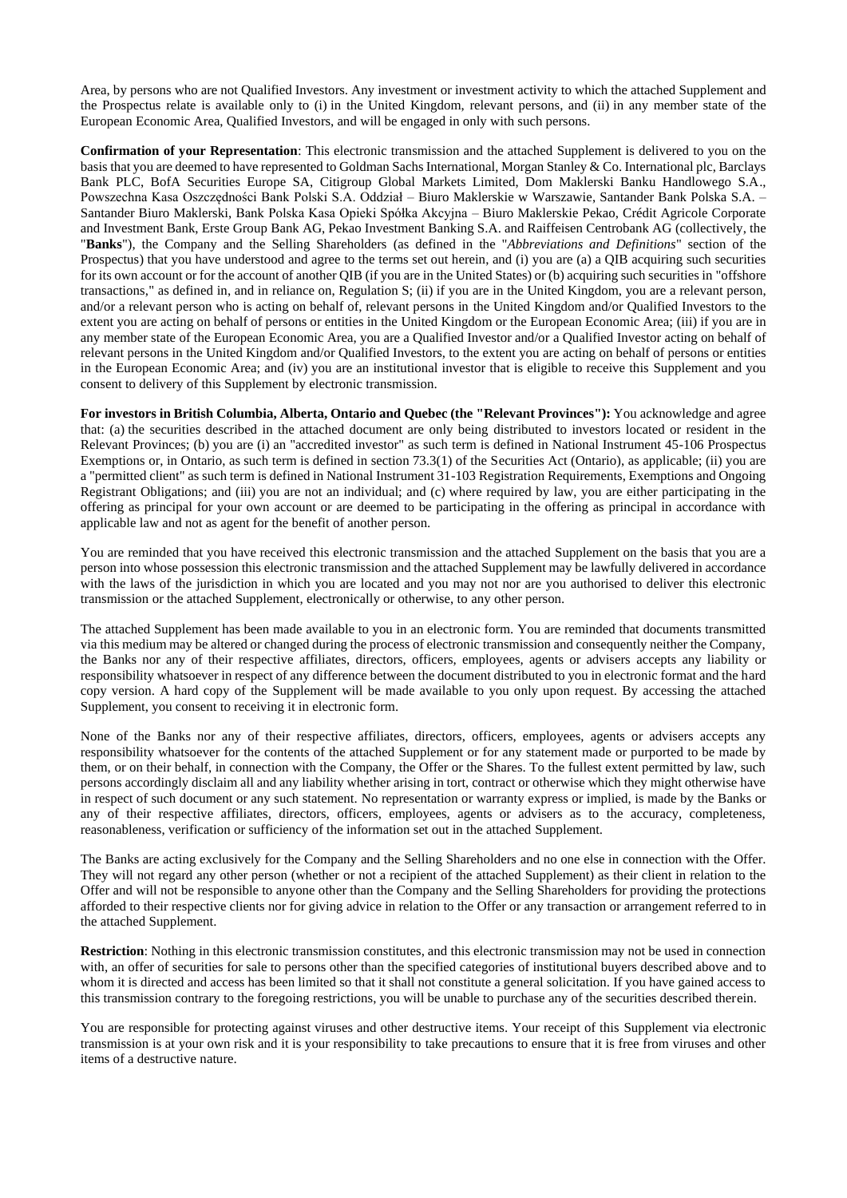Area, by persons who are not Qualified Investors. Any investment or investment activity to which the attached Supplement and the Prospectus relate is available only to (i) in the United Kingdom, relevant persons, and (ii) in any member state of the European Economic Area, Qualified Investors, and will be engaged in only with such persons.

**Confirmation of your Representation**: This electronic transmission and the attached Supplement is delivered to you on the basis that you are deemed to have represented to Goldman Sachs International, Morgan Stanley & Co. International plc, Barclays Bank PLC, BofA Securities Europe SA, Citigroup Global Markets Limited, Dom Maklerski Banku Handlowego S.A., Powszechna Kasa Oszczędności Bank Polski S.A. Oddział – Biuro Maklerskie w Warszawie, Santander Bank Polska S.A. – Santander Biuro Maklerski, Bank Polska Kasa Opieki Spółka Akcyjna – Biuro Maklerskie Pekao, Crédit Agricole Corporate and Investment Bank, Erste Group Bank AG, Pekao Investment Banking S.A. and Raiffeisen Centrobank AG (collectively, the "**Banks**"), the Company and the Selling Shareholders (as defined in the "*Abbreviations and Definitions*" section of the Prospectus) that you have understood and agree to the terms set out herein, and (i) you are (a) a QIB acquiring such securities for its own account or for the account of another QIB (if you are in the United States) or (b) acquiring such securities in "offshore transactions," as defined in, and in reliance on, Regulation S; (ii) if you are in the United Kingdom, you are a relevant person, and/or a relevant person who is acting on behalf of, relevant persons in the United Kingdom and/or Qualified Investors to the extent you are acting on behalf of persons or entities in the United Kingdom or the European Economic Area; (iii) if you are in any member state of the European Economic Area, you are a Qualified Investor and/or a Qualified Investor acting on behalf of relevant persons in the United Kingdom and/or Qualified Investors, to the extent you are acting on behalf of persons or entities in the European Economic Area; and (iv) you are an institutional investor that is eligible to receive this Supplement and you consent to delivery of this Supplement by electronic transmission.

**For investors in British Columbia, Alberta, Ontario and Quebec (the "Relevant Provinces"):** You acknowledge and agree that: (a) the securities described in the attached document are only being distributed to investors located or resident in the Relevant Provinces; (b) you are (i) an "accredited investor" as such term is defined in National Instrument 45-106 Prospectus Exemptions or, in Ontario, as such term is defined in section 73.3(1) of the Securities Act (Ontario), as applicable; (ii) you are a "permitted client" as such term is defined in National Instrument 31-103 Registration Requirements, Exemptions and Ongoing Registrant Obligations; and (iii) you are not an individual; and (c) where required by law, you are either participating in the offering as principal for your own account or are deemed to be participating in the offering as principal in accordance with applicable law and not as agent for the benefit of another person.

You are reminded that you have received this electronic transmission and the attached Supplement on the basis that you are a person into whose possession this electronic transmission and the attached Supplement may be lawfully delivered in accordance with the laws of the jurisdiction in which you are located and you may not nor are you authorised to deliver this electronic transmission or the attached Supplement, electronically or otherwise, to any other person.

The attached Supplement has been made available to you in an electronic form. You are reminded that documents transmitted via this medium may be altered or changed during the process of electronic transmission and consequently neither the Company, the Banks nor any of their respective affiliates, directors, officers, employees, agents or advisers accepts any liability or responsibility whatsoever in respect of any difference between the document distributed to you in electronic format and the hard copy version. A hard copy of the Supplement will be made available to you only upon request. By accessing the attached Supplement, you consent to receiving it in electronic form.

None of the Banks nor any of their respective affiliates, directors, officers, employees, agents or advisers accepts any responsibility whatsoever for the contents of the attached Supplement or for any statement made or purported to be made by them, or on their behalf, in connection with the Company, the Offer or the Shares. To the fullest extent permitted by law, such persons accordingly disclaim all and any liability whether arising in tort, contract or otherwise which they might otherwise have in respect of such document or any such statement. No representation or warranty express or implied, is made by the Banks or any of their respective affiliates, directors, officers, employees, agents or advisers as to the accuracy, completeness, reasonableness, verification or sufficiency of the information set out in the attached Supplement.

The Banks are acting exclusively for the Company and the Selling Shareholders and no one else in connection with the Offer. They will not regard any other person (whether or not a recipient of the attached Supplement) as their client in relation to the Offer and will not be responsible to anyone other than the Company and the Selling Shareholders for providing the protections afforded to their respective clients nor for giving advice in relation to the Offer or any transaction or arrangement referred to in the attached Supplement.

**Restriction**: Nothing in this electronic transmission constitutes, and this electronic transmission may not be used in connection with, an offer of securities for sale to persons other than the specified categories of institutional buyers described above and to whom it is directed and access has been limited so that it shall not constitute a general solicitation. If you have gained access to this transmission contrary to the foregoing restrictions, you will be unable to purchase any of the securities described therein.

You are responsible for protecting against viruses and other destructive items. Your receipt of this Supplement via electronic transmission is at your own risk and it is your responsibility to take precautions to ensure that it is free from viruses and other items of a destructive nature.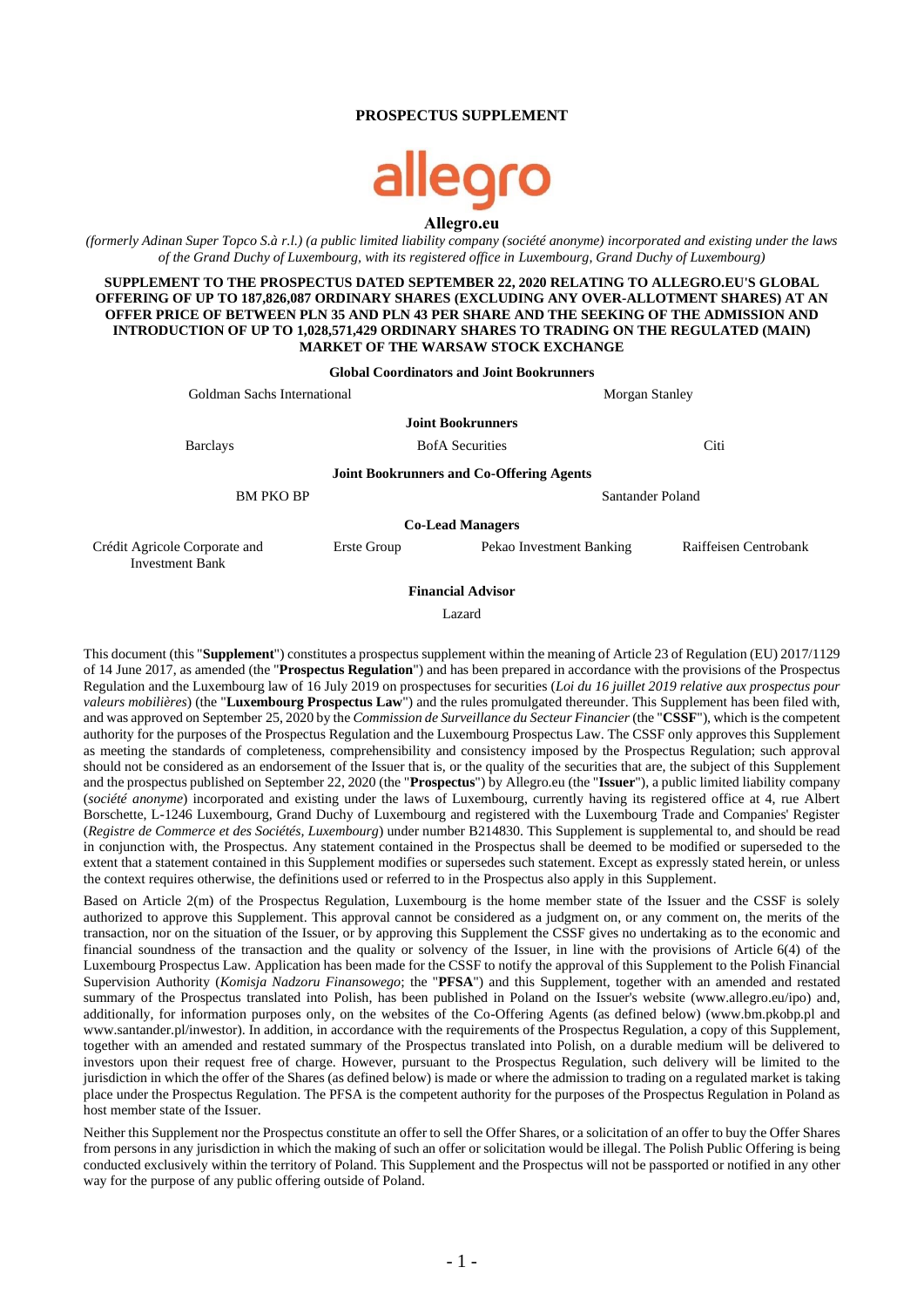**PROSPECTUS SUPPLEMENT**

**allegro**

**Allegro.eu**

*(formerly Adinan Super Topco S.à r.l.) (a public limited liability company (société anonyme) incorporated and existing under the laws of the Grand Duchy of Luxembourg, with its registered office in Luxembourg, Grand Duchy of Luxembourg)*

**SUPPLEMENT TO THE PROSPECTUS DATED SEPTEMBER 22, 2020 RELATING TO ALLEGRO.EU'S GLOBAL OFFERING OF UP TO 187,826,087 ORDINARY SHARES (EXCLUDING ANY OVER-ALLOTMENT SHARES) AT AN OFFER PRICE OF BETWEEN PLN 35 AND PLN 43 PER SHARE AND THE SEEKING OF THE ADMISSION AND INTRODUCTION OF UP TO 1,028,571,429 ORDINARY SHARES TO TRADING ON THE REGULATED (MAIN) MARKET OF THE WARSAW STOCK EXCHANGE**

**Global Coordinators and Joint Bookrunners**

Goldman Sachs International

Morgan Stanley

**Joint Bookrunners**

Barclays

BofA Securities

Citi

**Joint Bookrunners and Co-Offering Agents**

BM PKO BP

Santander Poland

**Co-Lead Managers**

Crédit Agricole Corporate and Investment Bank

Erste Group

Pekao Investment Banking

Raiffeisen Centrobank

**Financial Advisor**

Lazard

This document (this "**Supplement**") constitutes a prospectus supplement within the meaning of Article 23 of Regulation (EU) 2017/1129 of 14 June 2017, as amended (the "**Prospectus Regulation**") and has been prepared in accordance with the provisions of the Prospectus Regulation and the Luxembourg law of 16 July 2019 on prospectuses for securities (*Loi du 16 juillet 2019 relative aux prospectus pour valeurs mobilières*) (the "**Luxembourg Prospectus Law**") and the rules promulgated thereunder. This Supplement has been filed with, and was approved on September 25, 2020 by the *Commission de Surveillance du Secteur Financier* (the "**CSSF**"), which is the competent authority for the purposes of the Prospectus Regulation and the Luxembourg Prospectus Law. The CSSF only approves this Supplement as meeting the standards of completeness, comprehensibility and consistency imposed by the Prospectus Regulation; such approval should not be considered as an endorsement of the Issuer that is, or the quality of the securities that are, the subject of this Supplement and the prospectus published on September 22, 2020 (the "**Prospectus**") by Allegro.eu (the "**Issuer**"), a public limited liability company (*société anonyme*) incorporated and existing under the laws of Luxembourg, currently having its registered office at 4, rue Albert Borschette, L-1246 Luxembourg, Grand Duchy of Luxembourg and registered with the Luxembourg Trade and Companies' Register (*Registre de Commerce et des Sociétés, Luxembourg*) under number B214830. This Supplement is supplemental to, and should be read in conjunction with, the Prospectus. Any statement contained in the Prospectus shall be deemed to be modified or superseded to the extent that a statement contained in this Supplement modifies or supersedes such statement. Except as expressly stated herein, or unless the context requires otherwise, the definitions used or referred to in the Prospectus also apply in this Supplement.

Based on Article 2(m) of the Prospectus Regulation, Luxembourg is the home member state of the Issuer and the CSSF is solely authorized to approve this Supplement. This approval cannot be considered as a judgment on, or any comment on, the merits of the transaction, nor on the situation of the Issuer, or by approving this Supplement the CSSF gives no undertaking as to the economic and financial soundness of the transaction and the quality or solvency of the Issuer, in line with the provisions of Article 6(4) of the Luxembourg Prospectus Law. Application has been made for the CSSF to notify the approval of this Supplement to the Polish Financial Supervision Authority (*Komisja Nadzoru Finansowego*; the "**PFSA**") and this Supplement, together with an amended and restated summary of the Prospectus translated into Polish, has been published in Poland on the Issuer's website (www.allegro.eu/ipo) and, additionally, for information purposes only, on the websites of the Co-Offering Agents (as defined below) (www.bm.pkobp.pl and www.santander.pl/inwestor). In addition, in accordance with the requirements of the Prospectus Regulation, a copy of this Supplement, together with an amended and restated summary of the Prospectus translated into Polish, on a durable medium will be delivered to investors upon their request free of charge. However, pursuant to the Prospectus Regulation, such delivery will be limited to the jurisdiction in which the offer of the Shares (as defined below) is made or where the admission to trading on a regulated market is taking place under the Prospectus Regulation. The PFSA is the competent authority for the purposes of the Prospectus Regulation in Poland as host member state of the Issuer.

Neither this Supplement nor the Prospectus constitute an offer to sell the Offer Shares, or a solicitation of an offer to buy the Offer Shares from persons in any jurisdiction in which the making of such an offer or solicitation would be illegal. The Polish Public Offering is being conducted exclusively within the territory of Poland. This Supplement and the Prospectus will not be passported or notified in any other way for the purpose of any public offering outside of Poland.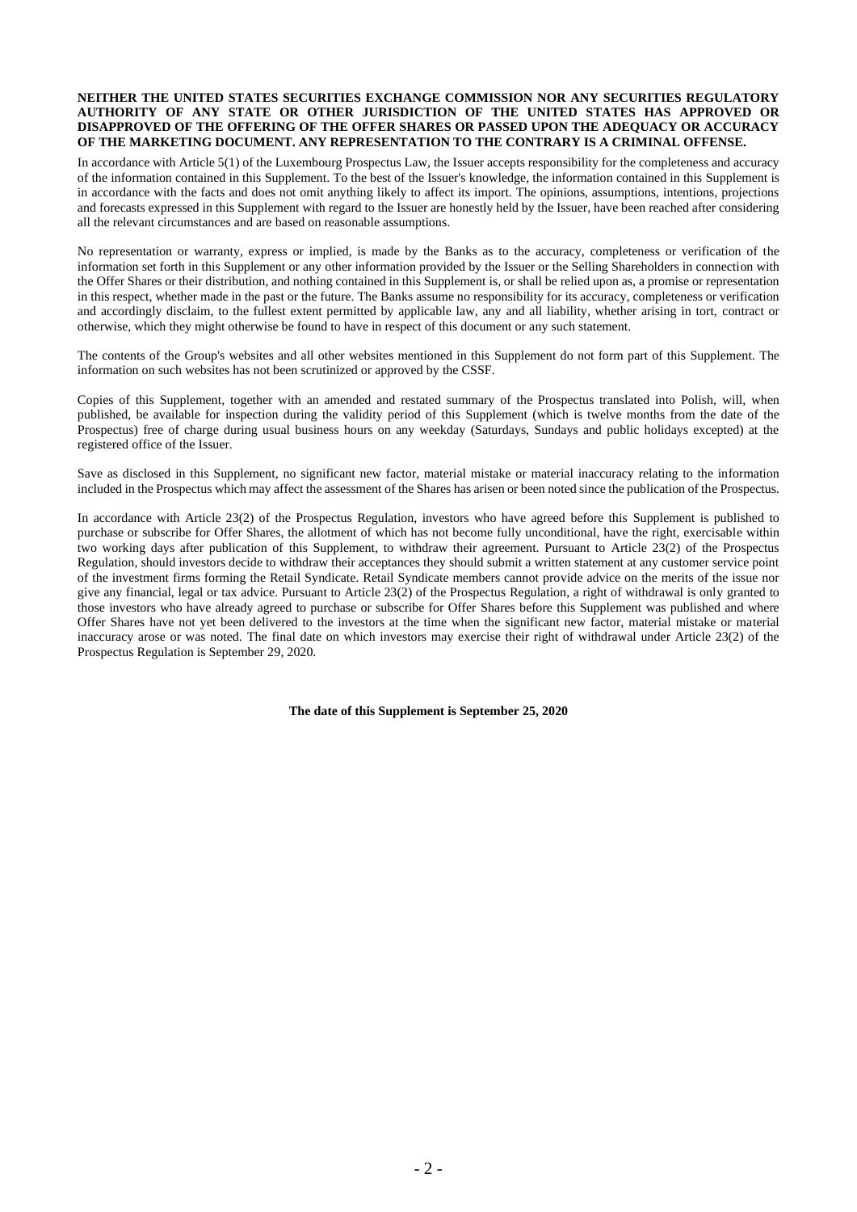**NEITHER THE UNITED STATES SECURITIES EXCHANGE COMMISSION NOR ANY SECURITIES REGULATORY AUTHORITY OF ANY STATE OR OTHER JURISDICTION OF THE UNITED STATES HAS APPROVED OR DISAPPROVED OF THE OFFERING OF THE OFFER SHARES OR PASSED UPON THE ADEQUACY OR ACCURACY OF THE MARKETING DOCUMENT. ANY REPRESENTATION TO THE CONTRARY IS A CRIMINAL OFFENSE.**

In accordance with Article 5(1) of the Luxembourg Prospectus Law, the Issuer accepts responsibility for the completeness and accuracy of the information contained in this Supplement. To the best of the Issuer's knowledge, the information contained in this Supplement is in accordance with the facts and does not omit anything likely to affect its import. The opinions, assumptions, intentions, projections and forecasts expressed in this Supplement with regard to the Issuer are honestly held by the Issuer, have been reached after considering all the relevant circumstances and are based on reasonable assumptions.

No representation or warranty, express or implied, is made by the Banks as to the accuracy, completeness or verification of the information set forth in this Supplement or any other information provided by the Issuer or the Selling Shareholders in connection with the Offer Shares or their distribution, and nothing contained in this Supplement is, or shall be relied upon as, a promise or representation in this respect, whether made in the past or the future. The Banks assume no responsibility for its accuracy, completeness or verification and accordingly disclaim, to the fullest extent permitted by applicable law, any and all liability, whether arising in tort, contract or otherwise, which they might otherwise be found to have in respect of this document or any such statement.

The contents of the Group's websites and all other websites mentioned in this Supplement do not form part of this Supplement. The information on such websites has not been scrutinized or approved by the CSSF.

Copies of this Supplement, together with an amended and restated summary of the Prospectus translated into Polish, will, when published, be available for inspection during the validity period of this Supplement (which is twelve months from the date of the Prospectus) free of charge during usual business hours on any weekday (Saturdays, Sundays and public holidays excepted) at the registered office of the Issuer.

Save as disclosed in this Supplement, no significant new factor, material mistake or material inaccuracy relating to the information included in the Prospectus which may affect the assessment of the Shares has arisen or been noted since the publication of the Prospectus.

In accordance with Article 23(2) of the Prospectus Regulation, investors who have agreed before this Supplement is published to purchase or subscribe for Offer Shares, the allotment of which has not become fully unconditional, have the right, exercisable within two working days after publication of this Supplement, to withdraw their agreement. Pursuant to Article 23(2) of the Prospectus Regulation, should investors decide to withdraw their acceptances they should submit a written statement at any customer service point of the investment firms forming the Retail Syndicate. Retail Syndicate members cannot provide advice on the merits of the issue nor give any financial, legal or tax advice. Pursuant to Article 23(2) of the Prospectus Regulation, a right of withdrawal is only granted to those investors who have already agreed to purchase or subscribe for Offer Shares before this Supplement was published and where Offer Shares have not yet been delivered to the investors at the time when the significant new factor, material mistake or material inaccuracy arose or was noted. The final date on which investors may exercise their right of withdrawal under Article 23(2) of the Prospectus Regulation is September 29, 2020.

**The date of this Supplement is September 25, 2020**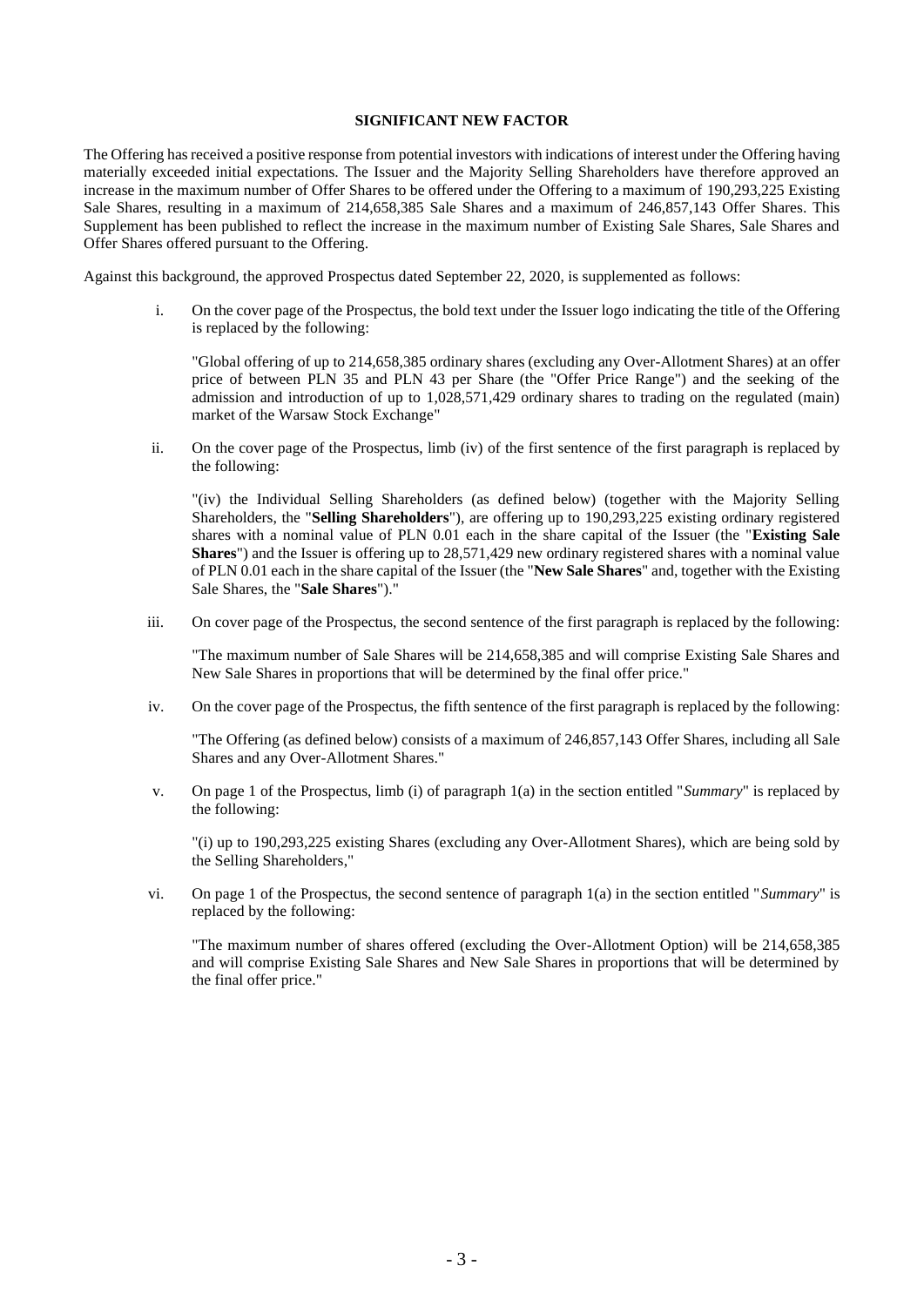## SIGNIFICANT NEW FACTOR

The Offering has received a positive response from potential investors with indications of interest under the Offering having materially exceeded initial expectations. The Issuer and the Majority Selling Shareholders have therefore approved an increase in the maximum number of Offer Shares to be offered under the Offering to a maximum of 190,293,225 Existing Sale Shares, resulting in a maximum of 214,658,385 Sale Shares and a maximum of 246,857,143 Offer Shares. This Supplement has been published to reflect the increase in the maximum number of Existing Sale Shares, Sale Shares and Offer Shares offered pursuant to the Offering.

Against this background, the approved Prospectus dated September 22, 2020, is supplemented as follows:

i. On the cover page of the Prospectus, the bold text under the Issuer logo indicating the title of the Offering is replaced by the following:

   "Global offering of up to 214,658,385 ordinary shares (excluding any Over-Allotment Shares) at an offer price of between PLN 35 and PLN 43 per Share (the "Offer Price Range") and the seeking of the admission and introduction of up to 1,028,571,429 ordinary shares to trading on the regulated (main) market of the Warsaw Stock Exchange"

ii. On the cover page of the Prospectus, limb (iv) of the first sentence of the first paragraph is replaced by the following:

   "(iv) the Individual Selling Shareholders (as defined below) (together with the Majority Selling Shareholders, the "**Selling Shareholders**"), are offering up to 190,293,225 existing ordinary registered shares with a nominal value of PLN 0.01 each in the share capital of the Issuer (the "**Existing Sale Shares**") and the Issuer is offering up to 28,571,429 new ordinary registered shares with a nominal value of PLN 0.01 each in the share capital of the Issuer (the "**New Sale Shares**" and, together with the Existing Sale Shares, the "**Sale Shares**")."

iii. On cover page of the Prospectus, the second sentence of the first paragraph is replaced by the following:

   "The maximum number of Sale Shares will be 214,658,385 and will comprise Existing Sale Shares and New Sale Shares in proportions that will be determined by the final offer price."

iv. On the cover page of the Prospectus, the fifth sentence of the first paragraph is replaced by the following:

   "The Offering (as defined below) consists of a maximum of 246,857,143 Offer Shares, including all Sale Shares and any Over-Allotment Shares."

v. On page 1 of the Prospectus, limb (i) of paragraph 1(a) in the section entitled "*Summary*" is replaced by the following:

   "(i) up to 190,293,225 existing Shares (excluding any Over-Allotment Shares), which are being sold by the Selling Shareholders,"

vi. On page 1 of the Prospectus, the second sentence of paragraph 1(a) in the section entitled "*Summary*" is replaced by the following:

   "The maximum number of shares offered (excluding the Over-Allotment Option) will be 214,658,385 and will comprise Existing Sale Shares and New Sale Shares in proportions that will be determined by the final offer price."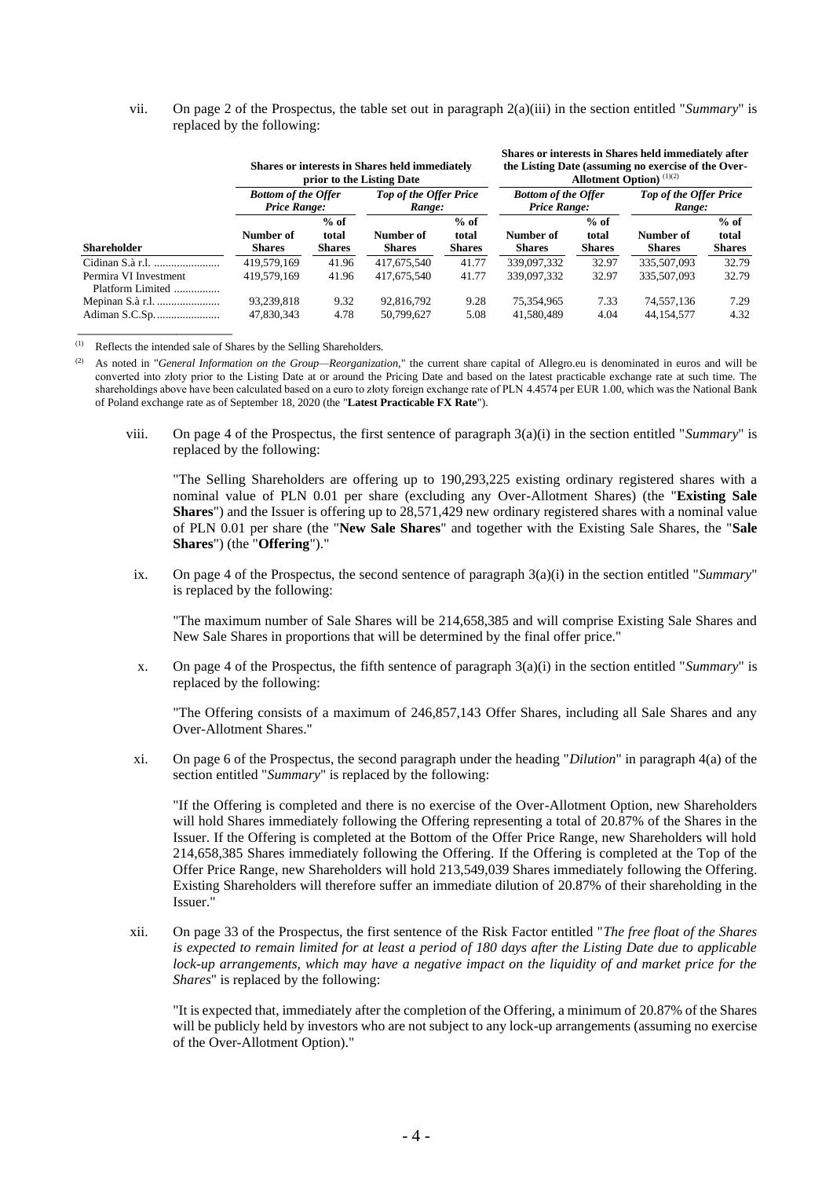vii. On page 2 of the Prospectus, the table set out in paragraph 2(a)(iii) in the section entitled "*Summary*" is replaced by the following:

| | **Shares or interests in Shares held immediately prior to the Listing Date** | | | | **Shares or interests in Shares held immediately after the Listing Date (assuming no exercise of the Over-Allotment Option)** [(1)(2)] | | | |
|---|---|---|---|---|---|---|---|---|
| | ***Bottom of the Offer Price Range:*** | | ***Top of the Offer Price Range:*** | | ***Bottom of the Offer Price Range:*** | | ***Top of the Offer Price Range:*** | |
| **Shareholder** | **Number of Shares** | **% of total Shares** | **Number of Shares** | **% of total Shares** | **Number of Shares** | **% of total Shares** | **Number of Shares** | **% of total Shares** |
| Cidinan S.à r.l. ....................... | 419,579,169 | 41.96 | 417,675,540 | 41.77 | 339,097,332 | 32.97 | 335,507,093 | 32.79 |
| Permira VI Investment Platform Limited ................ | 419,579,169 | 41.96 | 417,675,540 | 41.77 | 339,097,332 | 32.97 | 335,507,093 | 32.79 |
| Mepinan S.à r.l. ...................... | 93,239,818 | 9.32 | 92,816,792 | 9.28 | 75,354,965 | 7.33 | 74,557,136 | 7.29 |
| Adiman S.C.Sp. ...................... | 47,830,343 | 4.78 | 50,799,627 | 5.08 | 41,580,489 | 4.04 | 44,154,577 | 4.32 |

(1) Reflects the intended sale of Shares by the Selling Shareholders.

(2) As noted in "*General Information on the Group—Reorganization*," the current share capital of Allegro.eu is denominated in euros and will be converted into złoty prior to the Listing Date at or around the Pricing Date and based on the latest practicable exchange rate at such time. The shareholdings above have been calculated based on a euro to złoty foreign exchange rate of PLN 4.4574 per EUR 1.00, which was the National Bank of Poland exchange rate as of September 18, 2020 (the "**Latest Practicable FX Rate**").

viii. On page 4 of the Prospectus, the first sentence of paragraph 3(a)(i) in the section entitled "*Summary*" is replaced by the following:

"The Selling Shareholders are offering up to 190,293,225 existing ordinary registered shares with a nominal value of PLN 0.01 per share (excluding any Over-Allotment Shares) (the "**Existing Sale Shares**") and the Issuer is offering up to 28,571,429 new ordinary registered shares with a nominal value of PLN 0.01 per share (the "**New Sale Shares**" and together with the Existing Sale Shares, the "**Sale Shares**") (the "**Offering**")."

ix. On page 4 of the Prospectus, the second sentence of paragraph 3(a)(i) in the section entitled "*Summary*" is replaced by the following:

"The maximum number of Sale Shares will be 214,658,385 and will comprise Existing Sale Shares and New Sale Shares in proportions that will be determined by the final offer price."

x. On page 4 of the Prospectus, the fifth sentence of paragraph 3(a)(i) in the section entitled "*Summary*" is replaced by the following:

"The Offering consists of a maximum of 246,857,143 Offer Shares, including all Sale Shares and any Over-Allotment Shares."

xi. On page 6 of the Prospectus, the second paragraph under the heading "*Dilution*" in paragraph 4(a) of the section entitled "*Summary*" is replaced by the following:

"If the Offering is completed and there is no exercise of the Over-Allotment Option, new Shareholders will hold Shares immediately following the Offering representing a total of 20.87% of the Shares in the Issuer. If the Offering is completed at the Bottom of the Offer Price Range, new Shareholders will hold 214,658,385 Shares immediately following the Offering. If the Offering is completed at the Top of the Offer Price Range, new Shareholders will hold 213,549,039 Shares immediately following the Offering. Existing Shareholders will therefore suffer an immediate dilution of 20.87% of their shareholding in the Issuer."

xii. On page 33 of the Prospectus, the first sentence of the Risk Factor entitled "*The free float of the Shares is expected to remain limited for at least a period of 180 days after the Listing Date due to applicable lock-up arrangements, which may have a negative impact on the liquidity of and market price for the Shares*" is replaced by the following:

"It is expected that, immediately after the completion of the Offering, a minimum of 20.87% of the Shares will be publicly held by investors who are not subject to any lock-up arrangements (assuming no exercise of the Over-Allotment Option)."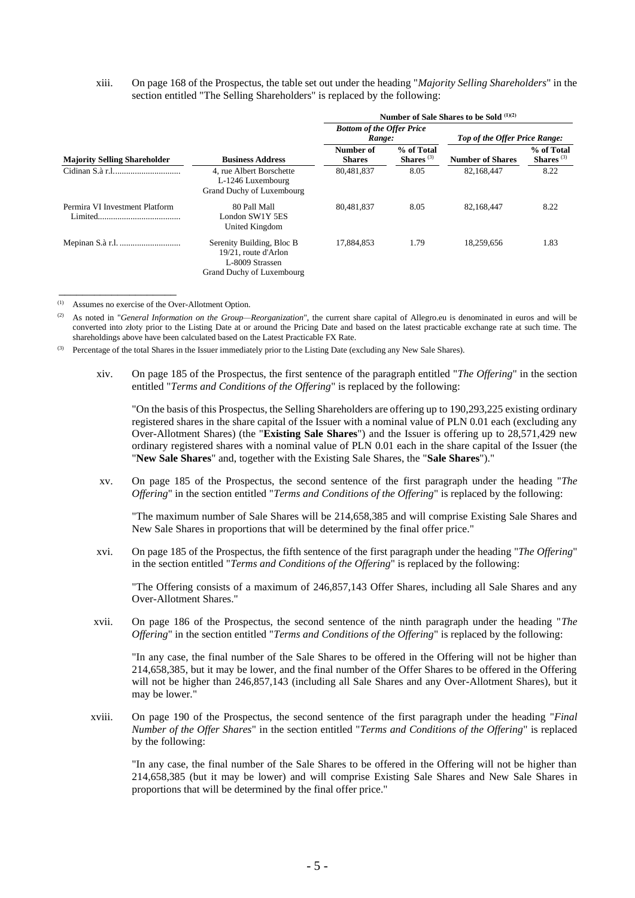xiii. On page 168 of the Prospectus, the table set out under the heading "*Majority Selling Shareholders*" in the section entitled "The Selling Shareholders" is replaced by the following:

| | | **Number of Sale Shares to be Sold** [(1)(2)] | | | |
|---|---|---|---|---|---|
| | | ***Bottom of the Offer Price Range:*** | | ***Top of the Offer Price Range:*** | |
| **Majority Selling Shareholder** | **Business Address** | **Number of Shares** | **% of Total Shares** [(3)] | **Number of Shares** | **% of Total Shares** [(3)] |
| Cidinan S.à r.l. | 4, rue Albert Borschette L-1246 Luxembourg Grand Duchy of Luxembourg | 80,481,837 | 8.05 | 82,168,447 | 8.22 |
| Permira VI Investment Platform Limited | 80 Pall Mall London SW1Y 5ES United Kingdom | 80,481,837 | 8.05 | 82,168,447 | 8.22 |
| Mepinan S.à r.l. | Serenity Building, Bloc B 19/21, route d'Arlon L-8009 Strassen Grand Duchy of Luxembourg | 17,884,853 | 1.79 | 18,259,656 | 1.83 |

(1) Assumes no exercise of the Over-Allotment Option.

(2) As noted in "*General Information on the Group—Reorganization*", the current share capital of Allegro.eu is denominated in euros and will be converted into złoty prior to the Listing Date at or around the Pricing Date and based on the latest practicable exchange rate at such time. The shareholdings above have been calculated based on the Latest Practicable FX Rate.

(3) Percentage of the total Shares in the Issuer immediately prior to the Listing Date (excluding any New Sale Shares).

xiv. On page 185 of the Prospectus, the first sentence of the paragraph entitled "*The Offering*" in the section entitled "*Terms and Conditions of the Offering*" is replaced by the following:

"On the basis of this Prospectus, the Selling Shareholders are offering up to 190,293,225 existing ordinary registered shares in the share capital of the Issuer with a nominal value of PLN 0.01 each (excluding any Over-Allotment Shares) (the "**Existing Sale Shares**") and the Issuer is offering up to 28,571,429 new ordinary registered shares with a nominal value of PLN 0.01 each in the share capital of the Issuer (the "**New Sale Shares**" and, together with the Existing Sale Shares, the "**Sale Shares**")."

xv. On page 185 of the Prospectus, the second sentence of the first paragraph under the heading "*The Offering*" in the section entitled "*Terms and Conditions of the Offering*" is replaced by the following:

"The maximum number of Sale Shares will be 214,658,385 and will comprise Existing Sale Shares and New Sale Shares in proportions that will be determined by the final offer price."

xvi. On page 185 of the Prospectus, the fifth sentence of the first paragraph under the heading "*The Offering*" in the section entitled "*Terms and Conditions of the Offering*" is replaced by the following:

"The Offering consists of a maximum of 246,857,143 Offer Shares, including all Sale Shares and any Over-Allotment Shares."

xvii. On page 186 of the Prospectus, the second sentence of the ninth paragraph under the heading "*The Offering*" in the section entitled "*Terms and Conditions of the Offering*" is replaced by the following:

"In any case, the final number of the Sale Shares to be offered in the Offering will not be higher than 214,658,385, but it may be lower, and the final number of the Offer Shares to be offered in the Offering will not be higher than 246,857,143 (including all Sale Shares and any Over-Allotment Shares), but it may be lower."

xviii. On page 190 of the Prospectus, the second sentence of the first paragraph under the heading "*Final Number of the Offer Shares*" in the section entitled "*Terms and Conditions of the Offering*" is replaced by the following:

"In any case, the final number of the Sale Shares to be offered in the Offering will not be higher than 214,658,385 (but it may be lower) and will comprise Existing Sale Shares and New Sale Shares in proportions that will be determined by the final offer price."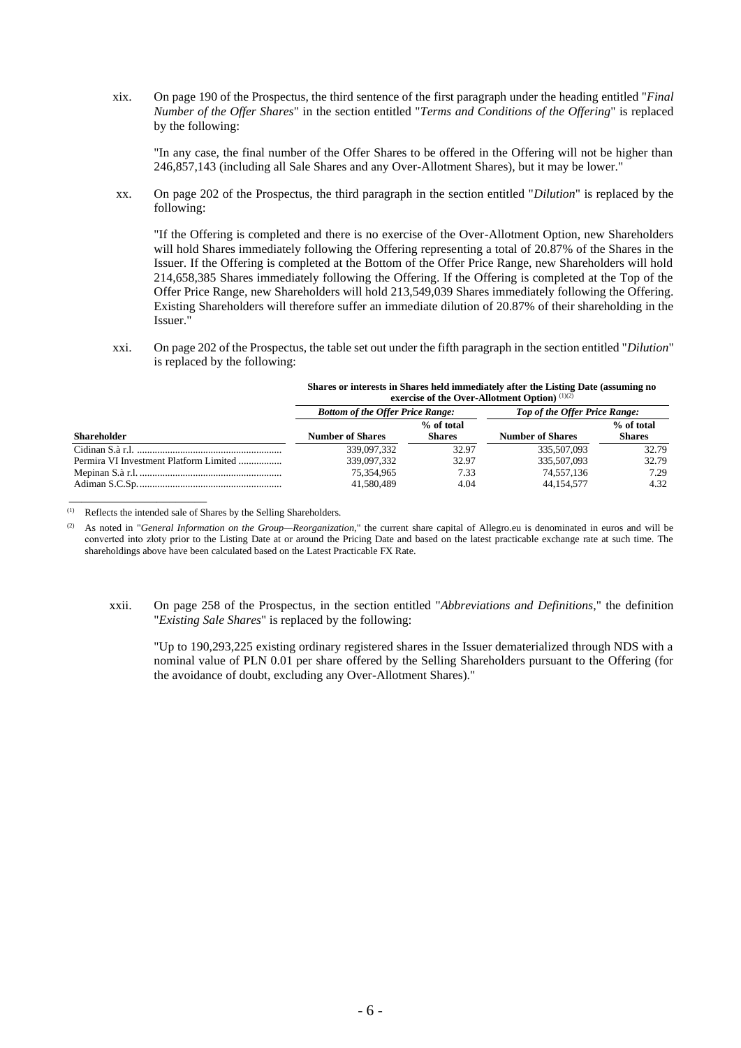xix. On page 190 of the Prospectus, the third sentence of the first paragraph under the heading entitled "*Final Number of the Offer Shares*" in the section entitled "*Terms and Conditions of the Offering*" is replaced by the following:

"In any case, the final number of the Offer Shares to be offered in the Offering will not be higher than 246,857,143 (including all Sale Shares and any Over-Allotment Shares), but it may be lower."

xx. On page 202 of the Prospectus, the third paragraph in the section entitled "*Dilution*" is replaced by the following:

"If the Offering is completed and there is no exercise of the Over-Allotment Option, new Shareholders will hold Shares immediately following the Offering representing a total of 20.87% of the Shares in the Issuer. If the Offering is completed at the Bottom of the Offer Price Range, new Shareholders will hold 214,658,385 Shares immediately following the Offering. If the Offering is completed at the Top of the Offer Price Range, new Shareholders will hold 213,549,039 Shares immediately following the Offering. Existing Shareholders will therefore suffer an immediate dilution of 20.87% of their shareholding in the Issuer."

xxi. On page 202 of the Prospectus, the table set out under the fifth paragraph in the section entitled "*Dilution*" is replaced by the following:

| | **Shares or interests in Shares held immediately after the Listing Date (assuming no exercise of the Over-Allotment Option)** (1)(2) | | | |
|---|---|---|---|---|
| | ***Bottom of the Offer Price Range:*** | | ***Top of the Offer Price Range:*** | |
| **Shareholder** | **Number of Shares** | **% of total Shares** | **Number of Shares** | **% of total Shares** |
| Cidinan S.à r.l. | 339,097,332 | 32.97 | 335,507,093 | 32.79 |
| Permira VI Investment Platform Limited | 339,097,332 | 32.97 | 335,507,093 | 32.79 |
| Mepinan S.à r.l. | 75,354,965 | 7.33 | 74,557,136 | 7.29 |
| Adiman S.C.Sp. | 41,580,489 | 4.04 | 44,154,577 | 4.32 |

(1) Reflects the intended sale of Shares by the Selling Shareholders.

(2) As noted in "*General Information on the Group—Reorganization*," the current share capital of Allegro.eu is denominated in euros and will be converted into złoty prior to the Listing Date at or around the Pricing Date and based on the latest practicable exchange rate at such time. The shareholdings above have been calculated based on the Latest Practicable FX Rate.

xxii. On page 258 of the Prospectus, in the section entitled "*Abbreviations and Definitions*," the definition "*Existing Sale Shares*" is replaced by the following:

"Up to 190,293,225 existing ordinary registered shares in the Issuer dematerialized through NDS with a nominal value of PLN 0.01 per share offered by the Selling Shareholders pursuant to the Offering (for the avoidance of doubt, excluding any Over-Allotment Shares)."